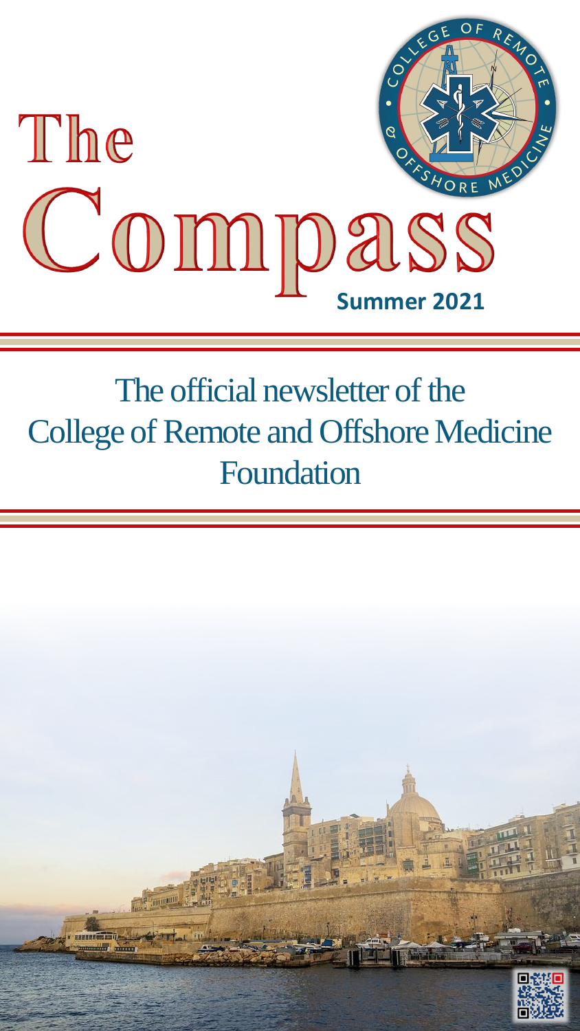# The Compass

**Summer 2021**

The official newsletter of the College of Remote and Offshore Medicine Foundation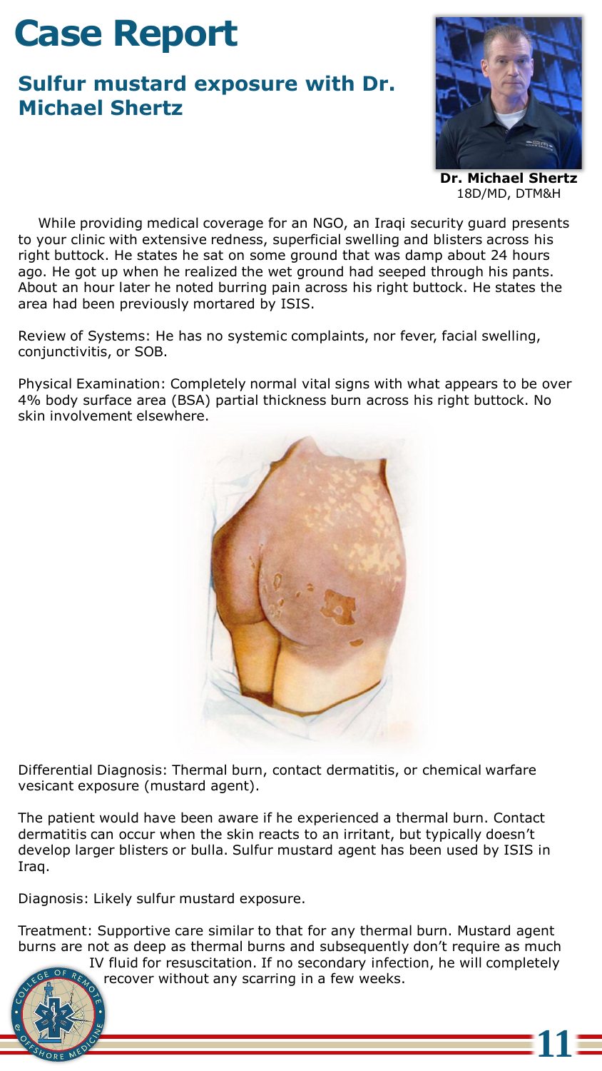# Case Report

## Sulfur mustard exposure with Dr. Michael Shertz

**Dr. Michael Shertz**
18D/MD, DTM&H

While providing medical coverage for an NGO, an Iraqi security guard presents to your clinic with extensive redness, superficial swelling and blisters across his right buttock. He states he sat on some ground that was damp about 24 hours ago. He got up when he realized the wet ground had seeped through his pants. About an hour later he noted burring pain across his right buttock. He states the area had been previously mortared by ISIS.

Review of Systems: He has no systemic complaints, nor fever, facial swelling, conjunctivitis, or SOB.

Physical Examination: Completely normal vital signs with what appears to be over 4% body surface area (BSA) partial thickness burn across his right buttock. No skin involvement elsewhere.

Differential Diagnosis: Thermal burn, contact dermatitis, or chemical warfare vesicant exposure (mustard agent).

The patient would have been aware if he experienced a thermal burn. Contact dermatitis can occur when the skin reacts to an irritant, but typically doesn't develop larger blisters or bulla. Sulfur mustard agent has been used by ISIS in Iraq.

Diagnosis: Likely sulfur mustard exposure.

Treatment: Supportive care similar to that for any thermal burn. Mustard agent burns are not as deep as thermal burns and subsequently don't require as much IV fluid for resuscitation. If no secondary infection, he will completely recover without any scarring in a few weeks.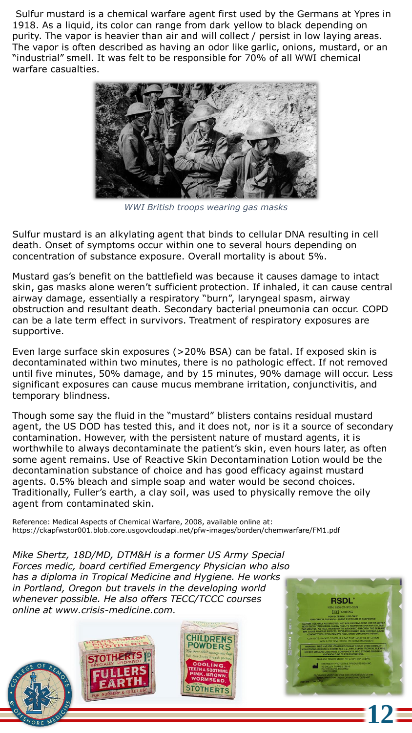Sulfur mustard is a chemical warfare agent first used by the Germans at Ypres in 1918. As a liquid, its color can range from dark yellow to black depending on purity. The vapor is heavier than air and will collect / persist in low laying areas. The vapor is often described as having an odor like garlic, onions, mustard, or an "industrial" smell. It was felt to be responsible for 70% of all WWI chemical warfare casualties.

*WWI British troops wearing gas masks*

Sulfur mustard is an alkylating agent that binds to cellular DNA resulting in cell death. Onset of symptoms occur within one to several hours depending on concentration of substance exposure. Overall mortality is about 5%.

Mustard gas's benefit on the battlefield was because it causes damage to intact skin, gas masks alone weren't sufficient protection. If inhaled, it can cause central airway damage, essentially a respiratory "burn", laryngeal spasm, airway obstruction and resultant death. Secondary bacterial pneumonia can occur. COPD can be a late term effect in survivors. Treatment of respiratory exposures are supportive.

Even large surface skin exposures (>20% BSA) can be fatal. If exposed skin is decontaminated within two minutes, there is no pathologic effect. If not removed until five minutes, 50% damage, and by 15 minutes, 90% damage will occur. Less significant exposures can cause mucus membrane irritation, conjunctivitis, and temporary blindness.

Though some say the fluid in the "mustard" blisters contains residual mustard agent, the US DOD has tested this, and it does not, nor is it a source of secondary contamination. However, with the persistent nature of mustard agents, it is worthwhile to always decontaminate the patient's skin, even hours later, as often some agent remains. Use of Reactive Skin Decontamination Lotion would be the decontamination substance of choice and has good efficacy against mustard agents. 0.5% bleach and simple soap and water would be second choices. Traditionally, Fuller's earth, a clay soil, was used to physically remove the oily agent from contaminated skin.

Reference: Medical Aspects of Chemical Warfare, 2008, available online at: https://ckapfwstor001.blob.core.usgovcloudapi.net/pfw-images/borden/chemwarfare/FM1.pdf

*Mike Shertz, 18D/MD, DTM&H is a former US Army Special Forces medic, board certified Emergency Physician who also has a diploma in Tropical Medicine and Hygiene. He works in Portland, Oregon but travels in the developing world whenever possible. He also offers TECC/TCCC courses online at www.crisis-medicine.com.*